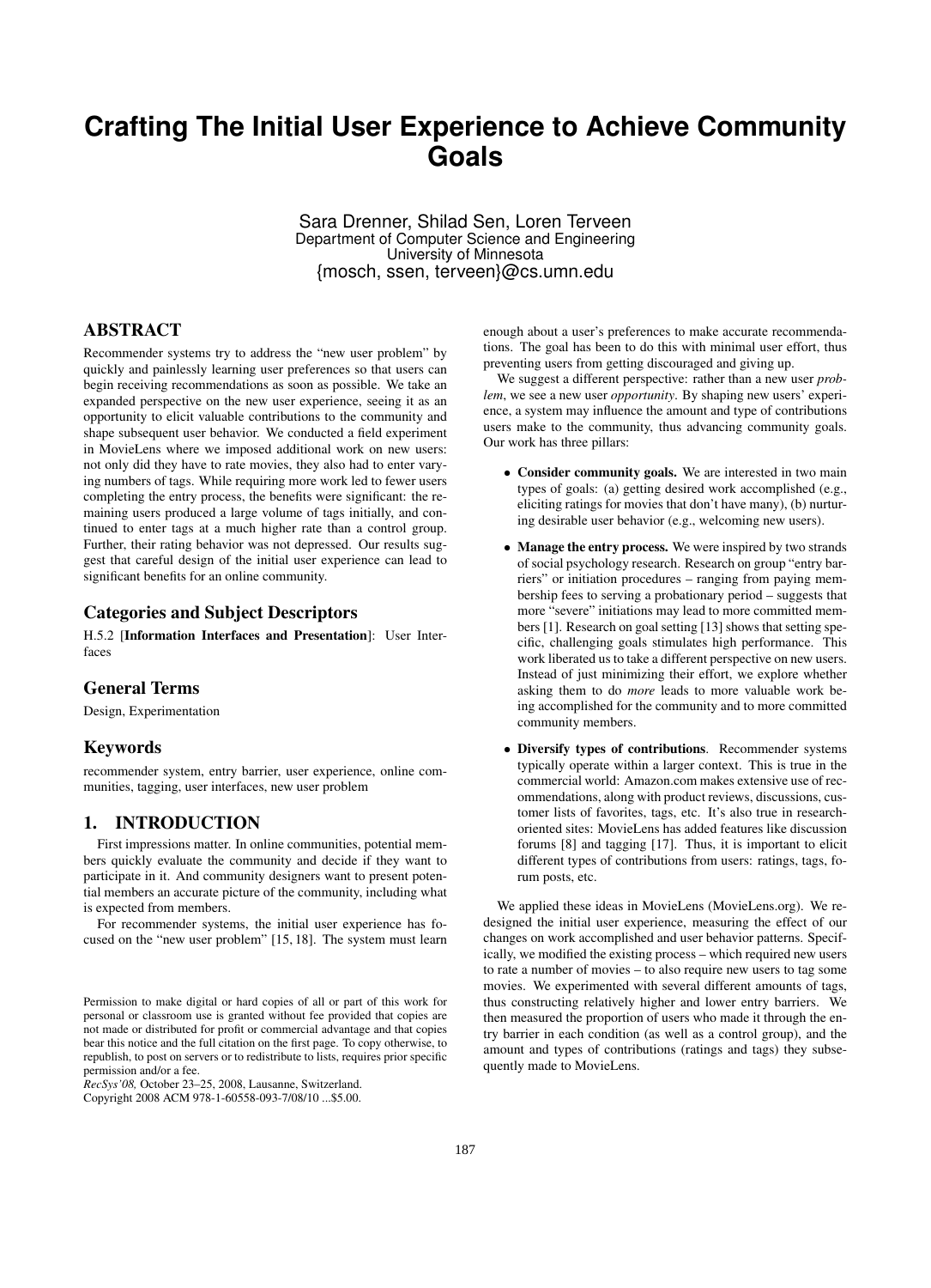# Crafting The Initial User Experience to Achieve Community Goals

Sara Drenner, Shilad Sen, Loren Terveen
Department of Computer Science and Engineering
University of Minnesota
{mosch, ssen, terveen}@cs.umn.edu

## ABSTRACT

Recommender systems try to address the "new user problem" by quickly and painlessly learning user preferences so that users can begin receiving recommendations as soon as possible. We take an expanded perspective on the new user experience, seeing it as an opportunity to elicit valuable contributions to the community and shape subsequent user behavior. We conducted a field experiment in MovieLens where we imposed additional work on new users: not only did they have to rate movies, they also had to enter varying numbers of tags. While requiring more work led to fewer users completing the entry process, the benefits were significant: the remaining users produced a large volume of tags initially, and continued to enter tags at a much higher rate than a control group. Further, their rating behavior was not depressed. Our results suggest that careful design of the initial user experience can lead to significant benefits for an online community.

### Categories and Subject Descriptors

H.5.2 [**Information Interfaces and Presentation**]: User Interfaces

### General Terms

Design, Experimentation

### Keywords

recommender system, entry barrier, user experience, online communities, tagging, user interfaces, new user problem

## 1. INTRODUCTION

First impressions matter. In online communities, potential members quickly evaluate the community and decide if they want to participate in it. And community designers want to present potential members an accurate picture of the community, including what is expected from members.

For recommender systems, the initial user experience has focused on the "new user problem" [15, 18]. The system must learn enough about a user's preferences to make accurate recommendations. The goal has been to do this with minimal user effort, thus preventing users from getting discouraged and giving up.

We suggest a different perspective: rather than a new user *problem*, we see a new user *opportunity*. By shaping new users' experience, a system may influence the amount and type of contributions users make to the community, thus advancing community goals. Our work has three pillars:

- **Consider community goals.** We are interested in two main types of goals: (a) getting desired work accomplished (e.g., eliciting ratings for movies that don't have many), (b) nurturing desirable user behavior (e.g., welcoming new users).
- **Manage the entry process.** We were inspired by two strands of social psychology research. Research on group "entry barriers" or initiation procedures – ranging from paying membership fees to serving a probationary period – suggests that more "severe" initiations may lead to more committed members [1]. Research on goal setting [13] shows that setting specific, challenging goals stimulates high performance. This work liberated us to take a different perspective on new users. Instead of just minimizing their effort, we explore whether asking them to do *more* leads to more valuable work being accomplished for the community and to more committed community members.
- **Diversify types of contributions**. Recommender systems typically operate within a larger context. This is true in the commercial world: Amazon.com makes extensive use of recommendations, along with product reviews, discussions, customer lists of favorites, tags, etc. It's also true in research-oriented sites: MovieLens has added features like discussion forums [8] and tagging [17]. Thus, it is important to elicit different types of contributions from users: ratings, tags, forum posts, etc.

We applied these ideas in MovieLens (MovieLens.org). We redesigned the initial user experience, measuring the effect of our changes on work accomplished and user behavior patterns. Specifically, we modified the existing process – which required new users to rate a number of movies – to also require new users to tag some movies. We experimented with several different amounts of tags, thus constructing relatively higher and lower entry barriers. We then measured the proportion of users who made it through the entry barrier in each condition (as well as a control group), and the amount and types of contributions (ratings and tags) they subsequently made to MovieLens.

Permission to make digital or hard copies of all or part of this work for personal or classroom use is granted without fee provided that copies are not made or distributed for profit or commercial advantage and that copies bear this notice and the full citation on the first page. To copy otherwise, to republish, to post on servers or to redistribute to lists, requires prior specific permission and/or a fee.
*RecSys'08,* October 23–25, 2008, Lausanne, Switzerland.
Copyright 2008 ACM 978-1-60558-093-7/08/10 ...$5.00.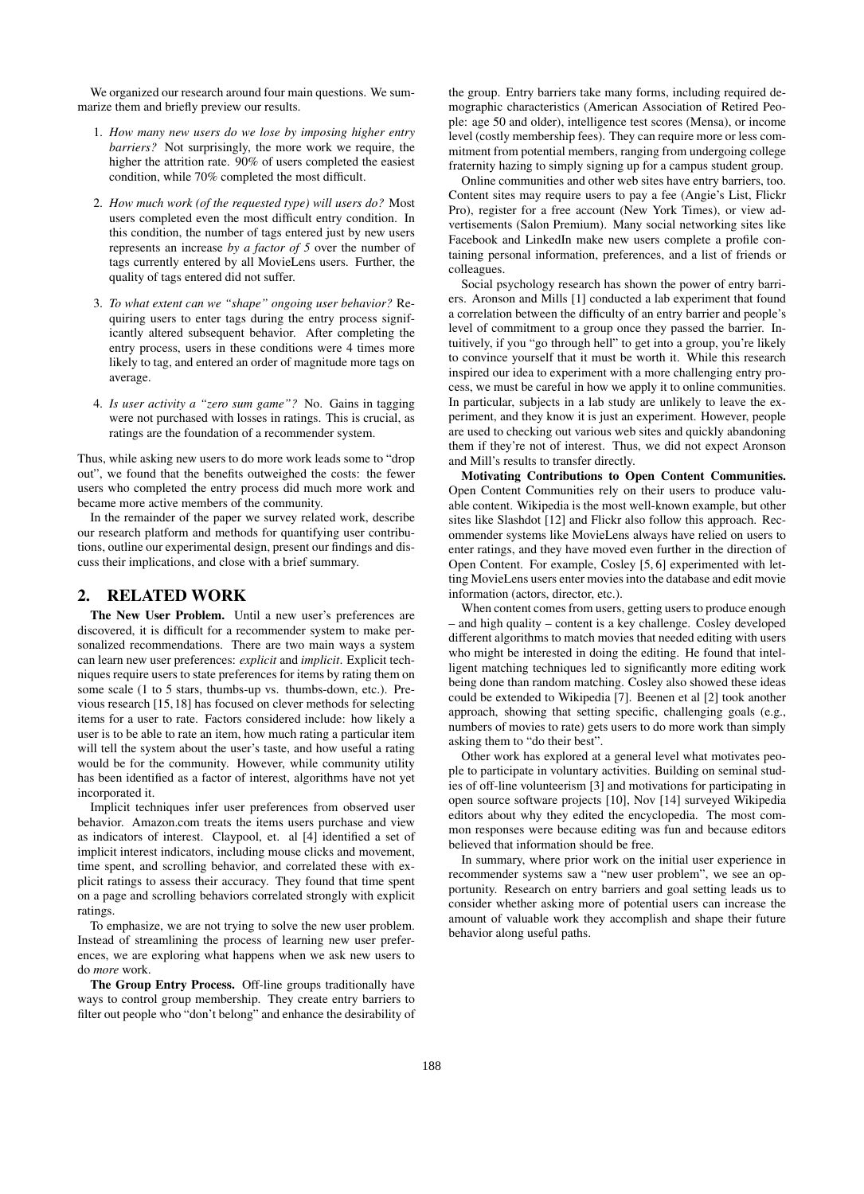We organized our research around four main questions. We summarize them and briefly preview our results.

1. *How many new users do we lose by imposing higher entry barriers?* Not surprisingly, the more work we require, the higher the attrition rate. 90% of users completed the easiest condition, while 70% completed the most difficult.
2. *How much work (of the requested type) will users do?* Most users completed even the most difficult entry condition. In this condition, the number of tags entered just by new users represents an increase *by a factor of 5* over the number of tags currently entered by all MovieLens users. Further, the quality of tags entered did not suffer.
3. *To what extent can we "shape" ongoing user behavior?* Requiring users to enter tags during the entry process significantly altered subsequent behavior. After completing the entry process, users in these conditions were 4 times more likely to tag, and entered an order of magnitude more tags on average.
4. *Is user activity a "zero sum game"?* No. Gains in tagging were not purchased with losses in ratings. This is crucial, as ratings are the foundation of a recommender system.

Thus, while asking new users to do more work leads some to "drop out", we found that the benefits outweighed the costs: the fewer users who completed the entry process did much more work and became more active members of the community.

In the remainder of the paper we survey related work, describe our research platform and methods for quantifying user contributions, outline our experimental design, present our findings and discuss their implications, and close with a brief summary.

## 2. RELATED WORK

**The New User Problem.** Until a new user's preferences are discovered, it is difficult for a recommender system to make personalized recommendations. There are two main ways a system can learn new user preferences: *explicit* and *implicit*. Explicit techniques require users to state preferences for items by rating them on some scale (1 to 5 stars, thumbs-up vs. thumbs-down, etc.). Previous research [15, 18] has focused on clever methods for selecting items for a user to rate. Factors considered include: how likely a user is to be able to rate an item, how much rating a particular item will tell the system about the user's taste, and how useful a rating would be for the community. However, while community utility has been identified as a factor of interest, algorithms have not yet incorporated it.

Implicit techniques infer user preferences from observed user behavior. Amazon.com treats the items users purchase and view as indicators of interest. Claypool, et. al [4] identified a set of implicit interest indicators, including mouse clicks and movement, time spent, and scrolling behavior, and correlated these with explicit ratings to assess their accuracy. They found that time spent on a page and scrolling behaviors correlated strongly with explicit ratings.

To emphasize, we are not trying to solve the new user problem. Instead of streamlining the process of learning new user preferences, we are exploring what happens when we ask new users to do *more* work.

**The Group Entry Process.** Off-line groups traditionally have ways to control group membership. They create entry barriers to filter out people who "don't belong" and enhance the desirability of the group. Entry barriers take many forms, including required demographic characteristics (American Association of Retired People: age 50 and older), intelligence test scores (Mensa), or income level (costly membership fees). They can require more or less commitment from potential members, ranging from undergoing college fraternity hazing to simply signing up for a campus student group.

Online communities and other web sites have entry barriers, too. Content sites may require users to pay a fee (Angie's List, Flickr Pro), register for a free account (New York Times), or view advertisements (Salon Premium). Many social networking sites like Facebook and LinkedIn make new users complete a profile containing personal information, preferences, and a list of friends or colleagues.

Social psychology research has shown the power of entry barriers. Aronson and Mills [1] conducted a lab experiment that found a correlation between the difficulty of an entry barrier and people's level of commitment to a group once they passed the barrier. Intuitively, if you "go through hell" to get into a group, you're likely to convince yourself that it must be worth it. While this research inspired our idea to experiment with a more challenging entry process, we must be careful in how we apply it to online communities. In particular, subjects in a lab study are unlikely to leave the experiment, and they know it is just an experiment. However, people are used to checking out various web sites and quickly abandoning them if they're not of interest. Thus, we did not expect Aronson and Mill's results to transfer directly.

**Motivating Contributions to Open Content Communities.** Open Content Communities rely on their users to produce valuable content. Wikipedia is the most well-known example, but other sites like Slashdot [12] and Flickr also follow this approach. Recommender systems like MovieLens always have relied on users to enter ratings, and they have moved even further in the direction of Open Content. For example, Cosley [5, 6] experimented with letting MovieLens users enter movies into the database and edit movie information (actors, director, etc.).

When content comes from users, getting users to produce enough – and high quality – content is a key challenge. Cosley developed different algorithms to match movies that needed editing with users who might be interested in doing the editing. He found that intelligent matching techniques led to significantly more editing work being done than random matching. Cosley also showed these ideas could be extended to Wikipedia [7]. Beenen et al [2] took another approach, showing that setting specific, challenging goals (e.g., numbers of movies to rate) gets users to do more work than simply asking them to "do their best".

Other work has explored at a general level what motivates people to participate in voluntary activities. Building on seminal studies of off-line volunteerism [3] and motivations for participating in open source software projects [10], Nov [14] surveyed Wikipedia editors about why they edited the encyclopedia. The most common responses were because editing was fun and because editors believed that information should be free.

In summary, where prior work on the initial user experience in recommender systems saw a "new user problem", we see an opportunity. Research on entry barriers and goal setting leads us to consider whether asking more of potential users can increase the amount of valuable work they accomplish and shape their future behavior along useful paths.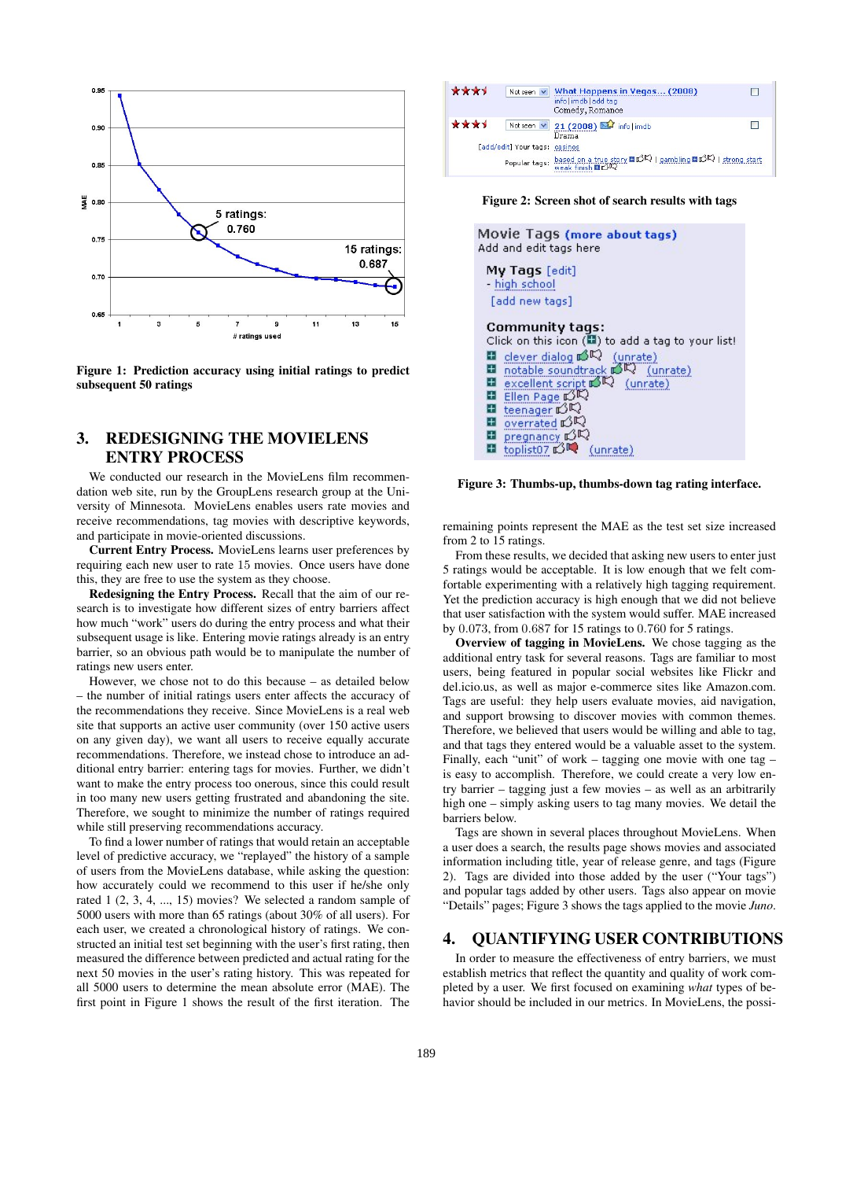Figure 1: Prediction accuracy using initial ratings to predict subsequent 50 ratings

# 3. REDESIGNING THE MOVIELENS ENTRY PROCESS

We conducted our research in the MovieLens film recommendation web site, run by the GroupLens research group at the University of Minnesota. MovieLens enables users rate movies and receive recommendations, tag movies with descriptive keywords, and participate in movie-oriented discussions.

**Current Entry Process.** MovieLens learns user preferences by requiring each new user to rate 15 movies. Once users have done this, they are free to use the system as they choose.

**Redesigning the Entry Process.** Recall that the aim of our research is to investigate how different sizes of entry barriers affect how much "work" users do during the entry process and what their subsequent usage is like. Entering movie ratings already is an entry barrier, so an obvious path would be to manipulate the number of ratings new users enter.

However, we chose not to do this because – as detailed below – the number of initial ratings users enter affects the accuracy of the recommendations they receive. Since MovieLens is a real web site that supports an active user community (over 150 active users on any given day), we want all users to receive equally accurate recommendations. Therefore, we instead chose to introduce an additional entry barrier: entering tags for movies. Further, we didn't want to make the entry process too onerous, since this could result in too many new users getting frustrated and abandoning the site. Therefore, we sought to minimize the number of ratings required while still preserving recommendations accuracy.

To find a lower number of ratings that would retain an acceptable level of predictive accuracy, we "replayed" the history of a sample of users from the MovieLens database, while asking the question: how accurately could we recommend to this user if he/she only rated 1 (2, 3, 4, ..., 15) movies? We selected a random sample of 5000 users with more than 65 ratings (about 30% of all users). For each user, we created a chronological history of ratings. We constructed an initial test set beginning with the user's first rating, then measured the difference between predicted and actual rating for the next 50 movies in the user's rating history. This was repeated for all 5000 users to determine the mean absolute error (MAE). The first point in Figure 1 shows the result of the first iteration. The remaining points represent the MAE as the test set size increased from 2 to 15 ratings.

From these results, we decided that asking new users to enter just 5 ratings would be acceptable. It is low enough that we felt comfortable experimenting with a relatively high tagging requirement. Yet the prediction accuracy is high enough that we did not believe that user satisfaction with the system would suffer. MAE increased by 0.073, from 0.687 for 15 ratings to 0.760 for 5 ratings.

**Overview of tagging in MovieLens.** We chose tagging as the additional entry task for several reasons. Tags are familiar to most users, being featured in popular social websites like Flickr and del.icio.us, as well as major e-commerce sites like Amazon.com. Tags are useful: they help users evaluate movies, aid navigation, and support browsing to discover movies with common themes. Therefore, we believed that users would be willing and able to tag, and that tags they entered would be a valuable asset to the system. Finally, each "unit" of work – tagging one movie with one tag – is easy to accomplish. Therefore, we could create a very low entry barrier – tagging just a few movies – as well as an arbitrarily high one – simply asking users to tag many movies. We detail the barriers below.

Tags are shown in several places throughout MovieLens. When a user does a search, the results page shows movies and associated information including title, year of release genre, and tags (Figure 2). Tags are divided into those added by the user ("Your tags") and popular tags added by other users. Tags also appear on movie "Details" pages; Figure 3 shows the tags applied to the movie *Juno*.

Figure 2: Screen shot of search results with tags

Figure 3: Thumbs-up, thumbs-down tag rating interface.

# 4. QUANTIFYING USER CONTRIBUTIONS

In order to measure the effectiveness of entry barriers, we must establish metrics that reflect the quantity and quality of work completed by a user. We first focused on examining *what* types of behavior should be included in our metrics. In MovieLens, the possi-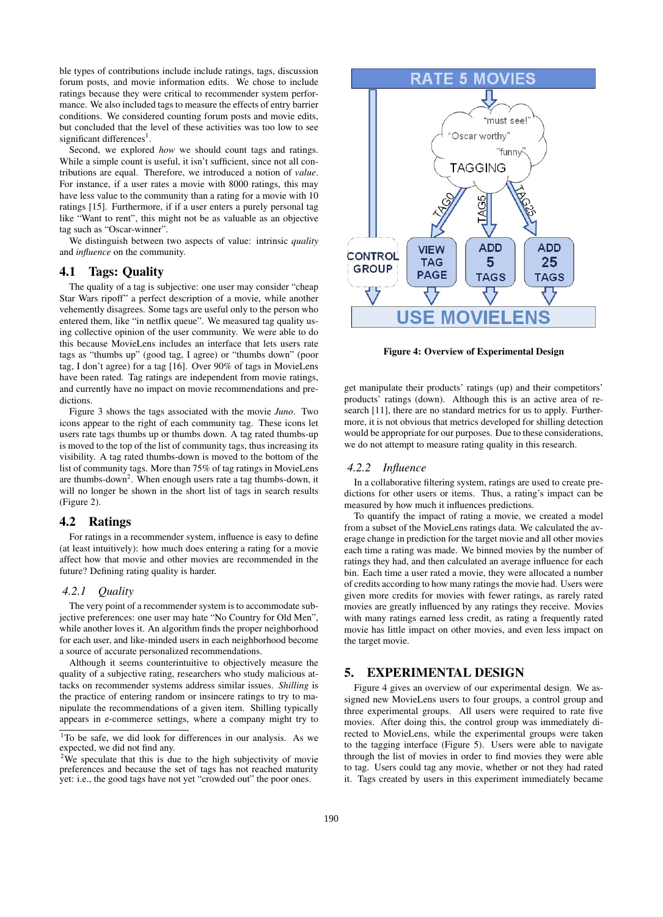ble types of contributions include include ratings, tags, discussion forum posts, and movie information edits. We chose to include ratings because they were critical to recommender system performance. We also included tags to measure the effects of entry barrier conditions. We considered counting forum posts and movie edits, but concluded that the level of these activities was too low to see significant differences[1].

Second, we explored *how* we should count tags and ratings. While a simple count is useful, it isn't sufficient, since not all contributions are equal. Therefore, we introduced a notion of *value*. For instance, if a user rates a movie with 8000 ratings, this may have less value to the community than a rating for a movie with 10 ratings [15]. Furthermore, if if a user enters a purely personal tag like "Want to rent", this might not be as valuable as an objective tag such as "Oscar-winner".

We distinguish between two aspects of value: intrinsic *quality* and *influence* on the community.

## 4.1 Tags: Quality

The quality of a tag is subjective: one user may consider "cheap Star Wars ripoff" a perfect description of a movie, while another vehemently disagrees. Some tags are useful only to the person who entered them, like "in netflix queue". We measured tag quality using collective opinion of the user community. We were able to do this because MovieLens includes an interface that lets users rate tags as "thumbs up" (good tag, I agree) or "thumbs down" (poor tag, I don't agree) for a tag [16]. Over 90% of tags in MovieLens have been rated. Tag ratings are independent from movie ratings, and currently have no impact on movie recommendations and predictions.

Figure 3 shows the tags associated with the movie *Juno*. Two icons appear to the right of each community tag. These icons let users rate tags thumbs up or thumbs down. A tag rated thumbs-up is moved to the top of the list of community tags, thus increasing its visibility. A tag rated thumbs-down is moved to the bottom of the list of community tags. More than 75% of tag ratings in MovieLens are thumbs-down[2]. When enough users rate a tag thumbs-down, it will no longer be shown in the short list of tags in search results (Figure 2).

## 4.2 Ratings

For ratings in a recommender system, influence is easy to define (at least intuitively): how much does entering a rating for a movie affect how that movie and other movies are recommended in the future? Defining rating quality is harder.

### 4.2.1 Quality

The very point of a recommender system is to accommodate subjective preferences: one user may hate "No Country for Old Men", while another loves it. An algorithm finds the proper neighborhood for each user, and like-minded users in each neighborhood become a source of accurate personalized recommendations.

Although it seems counterintuitive to objectively measure the quality of a subjective rating, researchers who study malicious attacks on recommender systems address similar issues. *Shilling* is the practice of entering random or insincere ratings to try to manipulate the recommendations of a given item. Shilling typically appears in e-commerce settings, where a company might try to target manipulate their products' ratings (up) and their competitors' products' ratings (down). Although this is an active area of research [11], there are no standard metrics for us to apply. Furthermore, it is not obvious that metrics developed for shilling detection would be appropriate for our purposes. Due to these considerations, we do not attempt to measure rating quality in this research.

[1] To be safe, we did look for differences in our analysis. As we expected, we did not find any.

[2] We speculate that this is due to the high subjectivity of movie preferences and because the set of tags has not reached maturity yet: i.e., the good tags have not yet "crowded out" the poor ones.

**Figure 4: Overview of Experimental Design**

### 4.2.2 Influence

In a collaborative filtering system, ratings are used to create predictions for other users or items. Thus, a rating's impact can be measured by how much it influences predictions.

To quantify the impact of rating a movie, we created a model from a subset of the MovieLens ratings data. We calculated the average change in prediction for the target movie and all other movies each time a rating was made. We binned movies by the number of ratings they had, and then calculated an average influence for each bin. Each time a user rated a movie, they were allocated a number of credits according to how many ratings the movie had. Users were given more credits for movies with fewer ratings, as rarely rated movies are greatly influenced by any ratings they receive. Movies with many ratings earned less credit, as rating a frequently rated movie has little impact on other movies, and even less impact on the target movie.

# 5. EXPERIMENTAL DESIGN

Figure 4 gives an overview of our experimental design. We assigned new MovieLens users to four groups, a control group and three experimental groups. All users were required to rate five movies. After doing this, the control group was immediately directed to MovieLens, while the experimental groups were taken to the tagging interface (Figure 5). Users were able to navigate through the list of movies in order to find movies they were able to tag. Users could tag any movie, whether or not they had rated it. Tags created by users in this experiment immediately became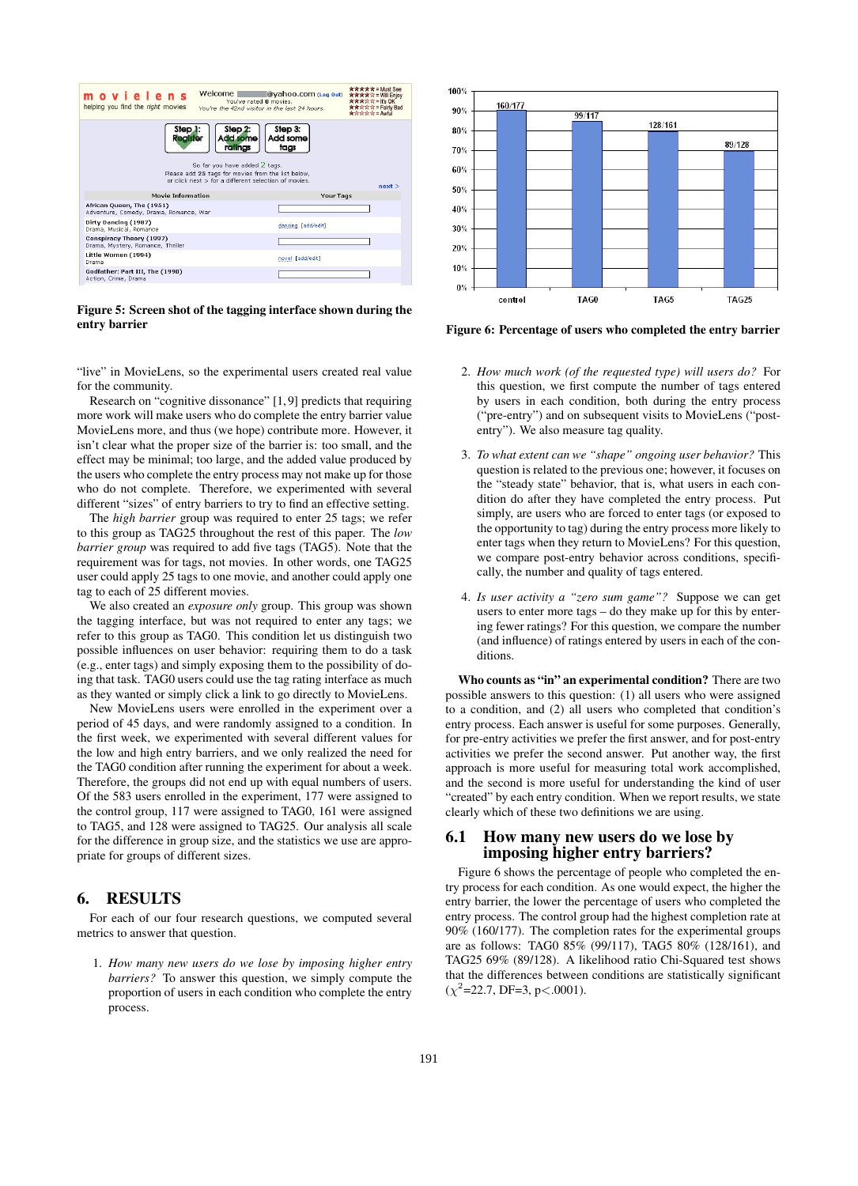Figure 5: Screen shot of the tagging interface shown during the entry barrier

Figure 6: Percentage of users who completed the entry barrier

"live" in MovieLens, so the experimental users created real value for the community.

Research on "cognitive dissonance" [1, 9] predicts that requiring more work will make users who do complete the entry barrier value MovieLens more, and thus (we hope) contribute more. However, it isn't clear what the proper size of the barrier is: too small, and the effect may be minimal; too large, and the added value produced by the users who complete the entry process may not make up for those who do not complete. Therefore, we experimented with several different "sizes" of entry barriers to try to find an effective setting.

The *high barrier* group was required to enter 25 tags; we refer to this group as TAG25 throughout the rest of this paper. The *low barrier group* was required to add five tags (TAG5). Note that the requirement was for tags, not movies. In other words, one TAG25 user could apply 25 tags to one movie, and another could apply one tag to each of 25 different movies.

We also created an *exposure only* group. This group was shown the tagging interface, but was not required to enter any tags; we refer to this group as TAG0. This condition let us distinguish two possible influences on user behavior: requiring them to do a task (e.g., enter tags) and simply exposing them to the possibility of doing that task. TAG0 users could use the tag rating interface as much as they wanted or simply click a link to go directly to MovieLens.

New MovieLens users were enrolled in the experiment over a period of 45 days, and were randomly assigned to a condition. In the first week, we experimented with several different values for the low and high entry barriers, and we only realized the need for the TAG0 condition after running the experiment for about a week. Therefore, the groups did not end up with equal numbers of users. Of the 583 users enrolled in the experiment, 177 were assigned to the control group, 117 were assigned to TAG0, 161 were assigned to TAG5, and 128 were assigned to TAG25. Our analysis all scale for the difference in group size, and the statistics we use are appropriate for groups of different sizes.

# 6. RESULTS

For each of our four research questions, we computed several metrics to answer that question.

1. *How many new users do we lose by imposing higher entry barriers?* To answer this question, we simply compute the proportion of users in each condition who complete the entry process.

2. *How much work (of the requested type) will users do?* For this question, we first compute the number of tags entered by users in each condition, both during the entry process ("pre-entry") and on subsequent visits to MovieLens ("post-entry"). We also measure tag quality.

3. *To what extent can we "shape" ongoing user behavior?* This question is related to the previous one; however, it focuses on the "steady state" behavior, that is, what users in each condition do after they have completed the entry process. Put simply, are users who are forced to enter tags (or exposed to the opportunity to tag) during the entry process more likely to enter tags when they return to MovieLens? For this question, we compare post-entry behavior across conditions, specifically, the number and quality of tags entered.

4. *Is user activity a "zero sum game"?* Suppose we can get users to enter more tags – do they make up for this by entering fewer ratings? For this question, we compare the number (and influence) of ratings entered by users in each of the conditions.

**Who counts as "in" an experimental condition?** There are two possible answers to this question: (1) all users who were assigned to a condition, and (2) all users who completed that condition's entry process. Each answer is useful for some purposes. Generally, for pre-entry activities we prefer the first answer, and for post-entry activities we prefer the second answer. Put another way, the first approach is more useful for measuring total work accomplished, and the second is more useful for understanding the kind of user "created" by each entry condition. When we report results, we state clearly which of these two definitions we are using.

## 6.1 How many new users do we lose by imposing higher entry barriers?

Figure 6 shows the percentage of people who completed the entry process for each condition. As one would expect, the higher the entry barrier, the lower the percentage of users who completed the entry process. The control group had the highest completion rate at 90% (160/177). The completion rates for the experimental groups are as follows: TAG0 85% (99/117), TAG5 80% (128/161), and TAG25 69% (89/128). A likelihood ratio Chi-Squared test shows that the differences between conditions are statistically significant ($\chi^2$=22.7, DF=3, p<.0001).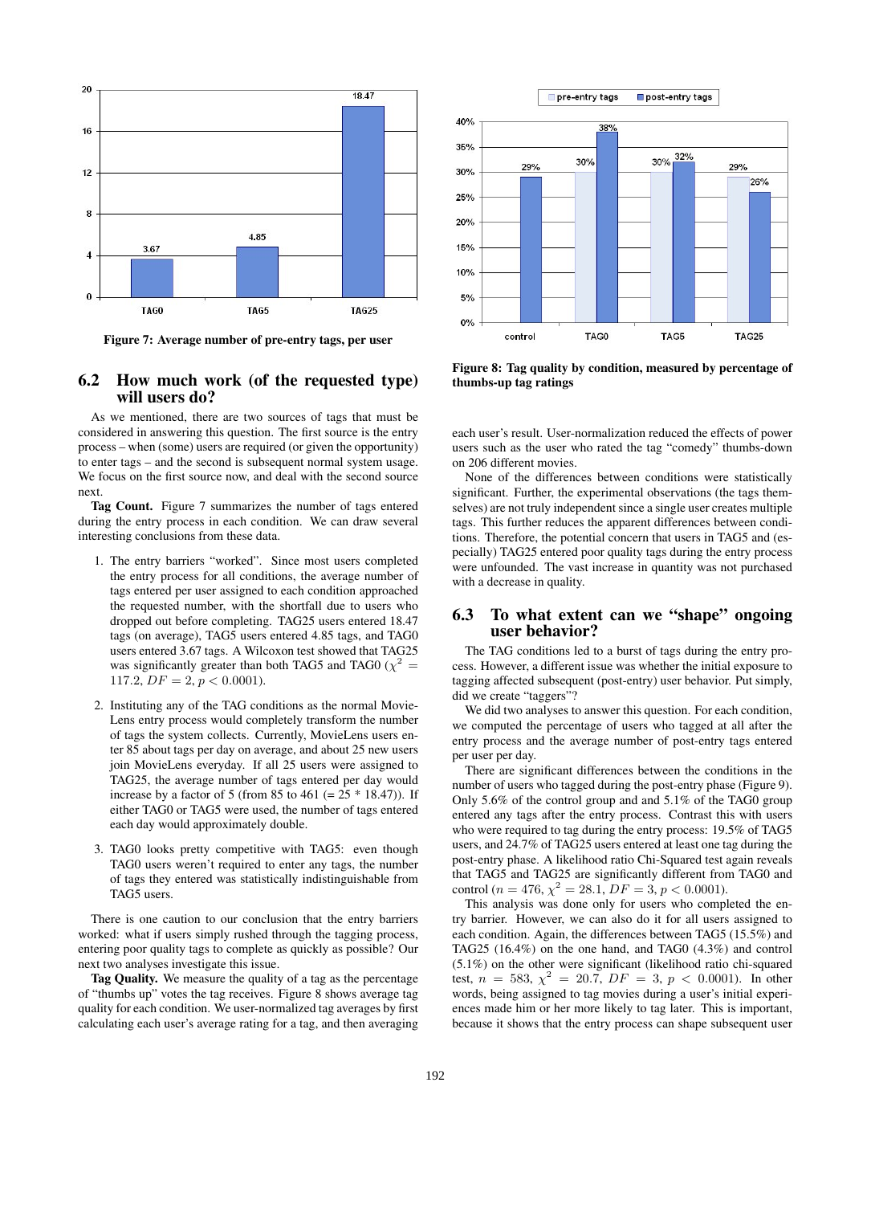Figure 7: Average number of pre-entry tags, per user

## 6.2 How much work (of the requested type) will users do?

As we mentioned, there are two sources of tags that must be considered in answering this question. The first source is the entry process – when (some) users are required (or given the opportunity) to enter tags – and the second is subsequent normal system usage. We focus on the first source now, and deal with the second source next.

**Tag Count.** Figure 7 summarizes the number of tags entered during the entry process in each condition. We can draw several interesting conclusions from these data.

1. The entry barriers "worked". Since most users completed the entry process for all conditions, the average number of tags entered per user assigned to each condition approached the requested number, with the shortfall due to users who dropped out before completing. TAG25 users entered 18.47 tags (on average), TAG5 users entered 4.85 tags, and TAG0 users entered 3.67 tags. A Wilcoxon test showed that TAG25 was significantly greater than both TAG5 and TAG0 ($\chi^2 = 117.2$, $DF = 2$, $p < 0.0001$).

2. Instituting any of the TAG conditions as the normal MovieLens entry process would completely transform the number of tags the system collects. Currently, MovieLens users enter 85 about tags per day on average, and about 25 new users join MovieLens everyday. If all 25 users were assigned to TAG25, the average number of tags entered per day would increase by a factor of 5 (from 85 to 461 (= 25 * 18.47)). If either TAG0 or TAG5 were used, the number of tags entered each day would approximately double.

3. TAG0 looks pretty competitive with TAG5: even though TAG0 users weren't required to enter any tags, the number of tags they entered was statistically indistinguishable from TAG5 users.

There is one caution to our conclusion that the entry barriers worked: what if users simply rushed through the tagging process, entering poor quality tags to complete as quickly as possible? Our next two analyses investigate this issue.

**Tag Quality.** We measure the quality of a tag as the percentage of "thumbs up" votes the tag receives. Figure 8 shows average tag quality for each condition. We user-normalized tag averages by first calculating each user's average rating for a tag, and then averaging each user's result. User-normalization reduced the effects of power users such as the user who rated the tag "comedy" thumbs-down on 206 different movies.

Figure 8: Tag quality by condition, measured by percentage of thumbs-up tag ratings

None of the differences between conditions were statistically significant. Further, the experimental observations (the tags themselves) are not truly independent since a single user creates multiple tags. This further reduces the apparent differences between conditions. Therefore, the potential concern that users in TAG5 and (especially) TAG25 entered poor quality tags during the entry process were unfounded. The vast increase in quantity was not purchased with a decrease in quality.

## 6.3 To what extent can we "shape" ongoing user behavior?

The TAG conditions led to a burst of tags during the entry process. However, a different issue was whether the initial exposure to tagging affected subsequent (post-entry) user behavior. Put simply, did we create "taggers"?

We did two analyses to answer this question. For each condition, we computed the percentage of users who tagged at all after the entry process and the average number of post-entry tags entered per user per day.

There are significant differences between the conditions in the number of users who tagged during the post-entry phase (Figure 9). Only 5.6% of the control group and and 5.1% of the TAG0 group entered any tags after the entry process. Contrast this with users who were required to tag during the entry process: 19.5% of TAG5 users, and 24.7% of TAG25 users entered at least one tag during the post-entry phase. A likelihood ratio Chi-Squared test again reveals that TAG5 and TAG25 are significantly different from TAG0 and control ($n = 476$, $\chi^2 = 28.1$, $DF = 3$, $p < 0.0001$).

This analysis was done only for users who completed the entry barrier. However, we can also do it for all users assigned to each condition. Again, the differences between TAG5 (15.5%) and TAG25 (16.4%) on the one hand, and TAG0 (4.3%) and control (5.1%) on the other were significant (likelihood ratio chi-squared test, $n = 583$, $\chi^2 = 20.7$, $DF = 3$, $p < 0.0001$). In other words, being assigned to tag movies during a user's initial experiences made him or her more likely to tag later. This is important, because it shows that the entry process can shape subsequent user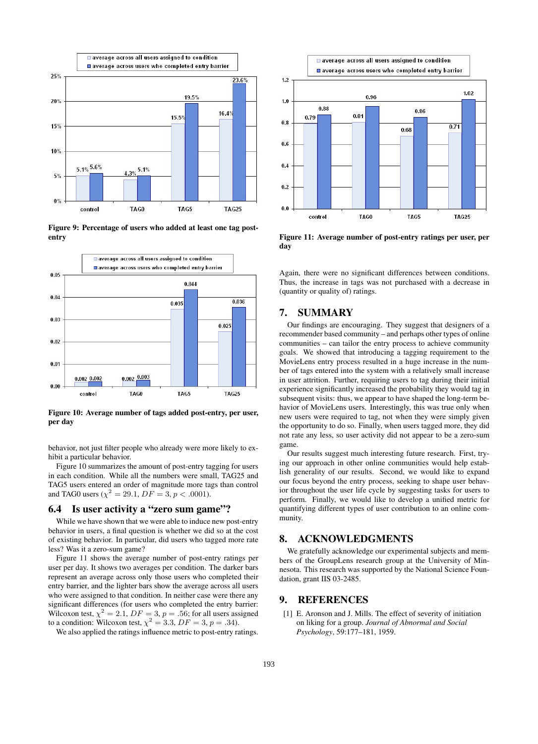Figure 9: Percentage of users who added at least one tag post-entry

Figure 10: Average number of tags added post-entry, per user, per day

behavior, not just filter people who already were more likely to exhibit a particular behavior.

Figure 10 summarizes the amount of post-entry tagging for users in each condition. While all the numbers were small, TAG25 and TAG5 users entered an order of magnitude more tags than control and TAG0 users ($\chi^2 = 29.1$, $DF = 3$, $p < .0001$).

### 6.4 Is user activity a "zero sum game"?

While we have shown that we were able to induce new post-entry behavior in users, a final question is whether we did so at the cost of existing behavior. In particular, did users who tagged more rate less? Was it a zero-sum game?

Figure 11 shows the average number of post-entry ratings per user per day. It shows two averages per condition. The darker bars represent an average across only those users who completed their entry barrier, and the lighter bars show the average across all users who were assigned to that condition. In neither case were there any significant differences (for users who completed the entry barrier: Wilcoxon test, $\chi^2 = 2.1$, $DF = 3$, $p = .56$; for all users assigned to a condition: Wilcoxon test, $\chi^2 = 3.3$, $DF = 3$, $p = .34$).

We also applied the ratings influence metric to post-entry ratings.

Figure 11: Average number of post-entry ratings per user, per day

Again, there were no significant differences between conditions. Thus, the increase in tags was not purchased with a decrease in (quantity or quality of) ratings.

## 7. SUMMARY

Our findings are encouraging. They suggest that designers of a recommender based community – and perhaps other types of online communities – can tailor the entry process to achieve community goals. We showed that introducing a tagging requirement to the MovieLens entry process resulted in a huge increase in the number of tags entered into the system with a relatively small increase in user attrition. Further, requiring users to tag during their initial experience significantly increased the probability they would tag in subsequent visits: thus, we appear to have shaped the long-term behavior of MovieLens users. Interestingly, this was true only when new users were required to tag, not when they were simply given the opportunity to do so. Finally, when users tagged more, they did not rate any less, so user activity did not appear to be a zero-sum game.

Our results suggest much interesting future research. First, trying our approach in other online communities would help establish generality of our results. Second, we would like to expand our focus beyond the entry process, seeking to shape user behavior throughout the user life cycle by suggesting tasks for users to perform. Finally, we would like to develop a unified metric for quantifying different types of user contribution to an online community.

## 8. ACKNOWLEDGMENTS

We gratefully acknowledge our experimental subjects and members of the GroupLens research group at the University of Minnesota. This research was supported by the National Science Foundation, grant IIS 03-2485.

## 9. REFERENCES

[1] E. Aronson and J. Mills. The effect of severity of initiation on liking for a group. *Journal of Abnormal and Social Psychology*, 59:177–181, 1959.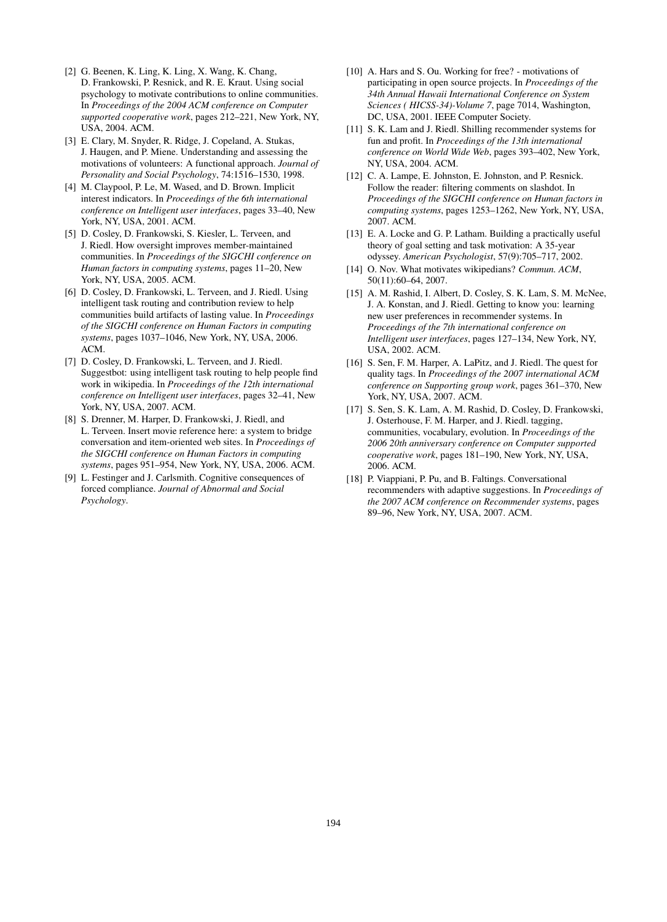[2] G. Beenen, K. Ling, K. Ling, X. Wang, K. Chang, D. Frankowski, P. Resnick, and R. E. Kraut. Using social psychology to motivate contributions to online communities. In *Proceedings of the 2004 ACM conference on Computer supported cooperative work*, pages 212–221, New York, NY, USA, 2004. ACM.

[3] E. Clary, M. Snyder, R. Ridge, J. Copeland, A. Stukas, J. Haugen, and P. Miene. Understanding and assessing the motivations of volunteers: A functional approach. *Journal of Personality and Social Psychology*, 74:1516–1530, 1998.

[4] M. Claypool, P. Le, M. Wased, and D. Brown. Implicit interest indicators. In *Proceedings of the 6th international conference on Intelligent user interfaces*, pages 33–40, New York, NY, USA, 2001. ACM.

[5] D. Cosley, D. Frankowski, S. Kiesler, L. Terveen, and J. Riedl. How oversight improves member-maintained communities. In *Proceedings of the SIGCHI conference on Human factors in computing systems*, pages 11–20, New York, NY, USA, 2005. ACM.

[6] D. Cosley, D. Frankowski, L. Terveen, and J. Riedl. Using intelligent task routing and contribution review to help communities build artifacts of lasting value. In *Proceedings of the SIGCHI conference on Human Factors in computing systems*, pages 1037–1046, New York, NY, USA, 2006. ACM.

[7] D. Cosley, D. Frankowski, L. Terveen, and J. Riedl. Suggestbot: using intelligent task routing to help people find work in wikipedia. In *Proceedings of the 12th international conference on Intelligent user interfaces*, pages 32–41, New York, NY, USA, 2007. ACM.

[8] S. Drenner, M. Harper, D. Frankowski, J. Riedl, and L. Terveen. Insert movie reference here: a system to bridge conversation and item-oriented web sites. In *Proceedings of the SIGCHI conference on Human Factors in computing systems*, pages 951–954, New York, NY, USA, 2006. ACM.

[9] L. Festinger and J. Carlsmith. Cognitive consequences of forced compliance. *Journal of Abnormal and Social Psychology*.

[10] A. Hars and S. Ou. Working for free? - motivations of participating in open source projects. In *Proceedings of the 34th Annual Hawaii International Conference on System Sciences ( HICSS-34)-Volume 7*, page 7014, Washington, DC, USA, 2001. IEEE Computer Society.

[11] S. K. Lam and J. Riedl. Shilling recommender systems for fun and profit. In *Proceedings of the 13th international conference on World Wide Web*, pages 393–402, New York, NY, USA, 2004. ACM.

[12] C. A. Lampe, E. Johnston, E. Johnston, and P. Resnick. Follow the reader: filtering comments on slashdot. In *Proceedings of the SIGCHI conference on Human factors in computing systems*, pages 1253–1262, New York, NY, USA, 2007. ACM.

[13] E. A. Locke and G. P. Latham. Building a practically useful theory of goal setting and task motivation: A 35-year odyssey. *American Psychologist*, 57(9):705–717, 2002.

[14] O. Nov. What motivates wikipedians? *Commun. ACM*, 50(11):60–64, 2007.

[15] A. M. Rashid, I. Albert, D. Cosley, S. K. Lam, S. M. McNee, J. A. Konstan, and J. Riedl. Getting to know you: learning new user preferences in recommender systems. In *Proceedings of the 7th international conference on Intelligent user interfaces*, pages 127–134, New York, NY, USA, 2002. ACM.

[16] S. Sen, F. M. Harper, A. LaPitz, and J. Riedl. The quest for quality tags. In *Proceedings of the 2007 international ACM conference on Supporting group work*, pages 361–370, New York, NY, USA, 2007. ACM.

[17] S. Sen, S. K. Lam, A. M. Rashid, D. Cosley, D. Frankowski, J. Osterhouse, F. M. Harper, and J. Riedl. tagging, communities, vocabulary, evolution. In *Proceedings of the 2006 20th anniversary conference on Computer supported cooperative work*, pages 181–190, New York, NY, USA, 2006. ACM.

[18] P. Viappiani, P. Pu, and B. Faltings. Conversational recommenders with adaptive suggestions. In *Proceedings of the 2007 ACM conference on Recommender systems*, pages 89–96, New York, NY, USA, 2007. ACM.